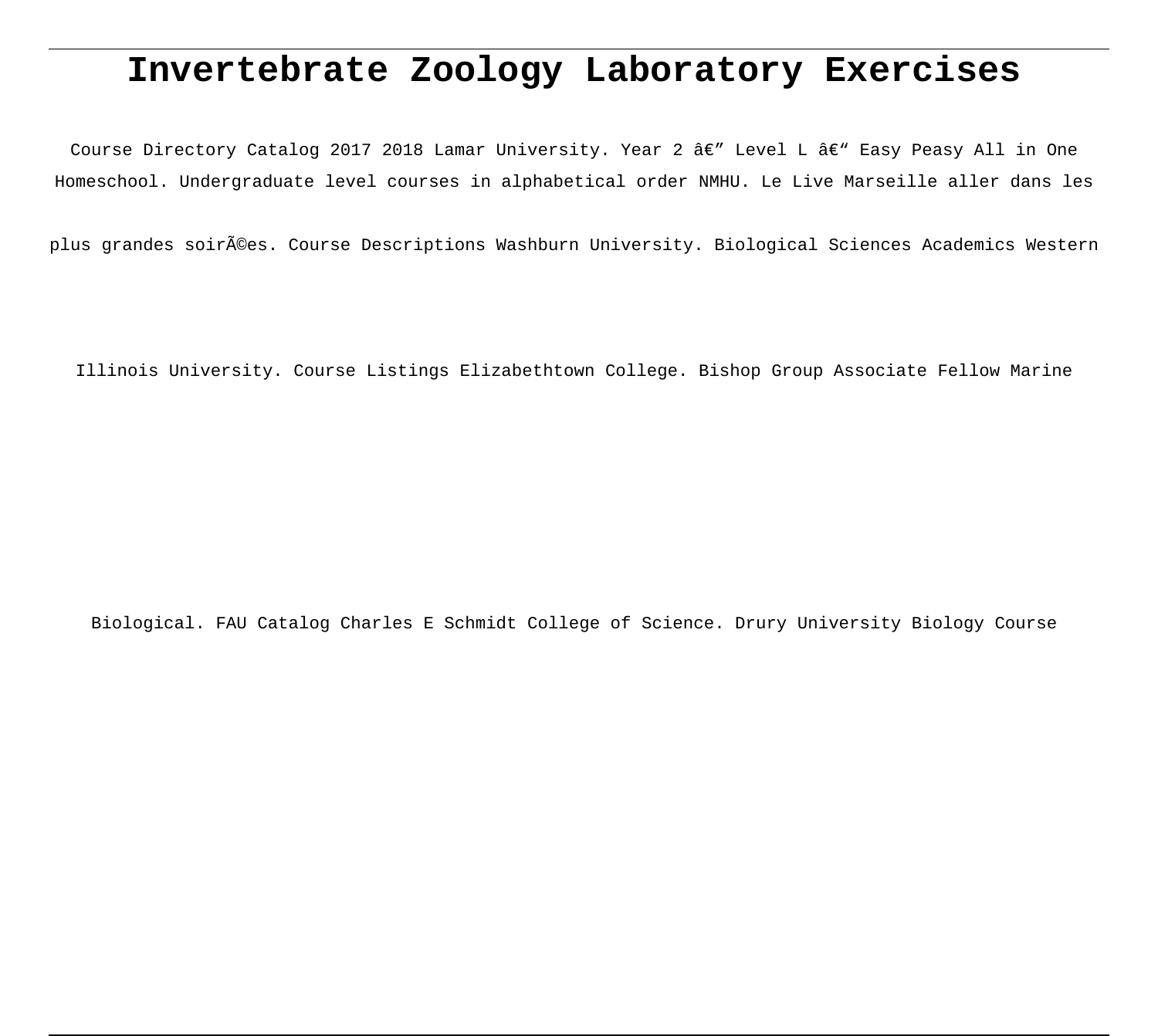# Invertebrate Zoology Laboratory Exercises

Course Directory Catalog 2017 2018 Lamar University. Year 2 â€" Level L â€" Easy Peasy All in One Homeschool. Undergraduate level courses in alphabetical order NMHU. Le Live Marseille aller dans les plus grandes soirÃ©es. Course Descriptions Washburn University. Biological Sciences Academics Western Illinois University. Course Listings Elizabethtown College. Bishop Group Associate Fellow Marine Biological. FAU Catalog Charles E Schmidt College of Science. Drury University Biology Course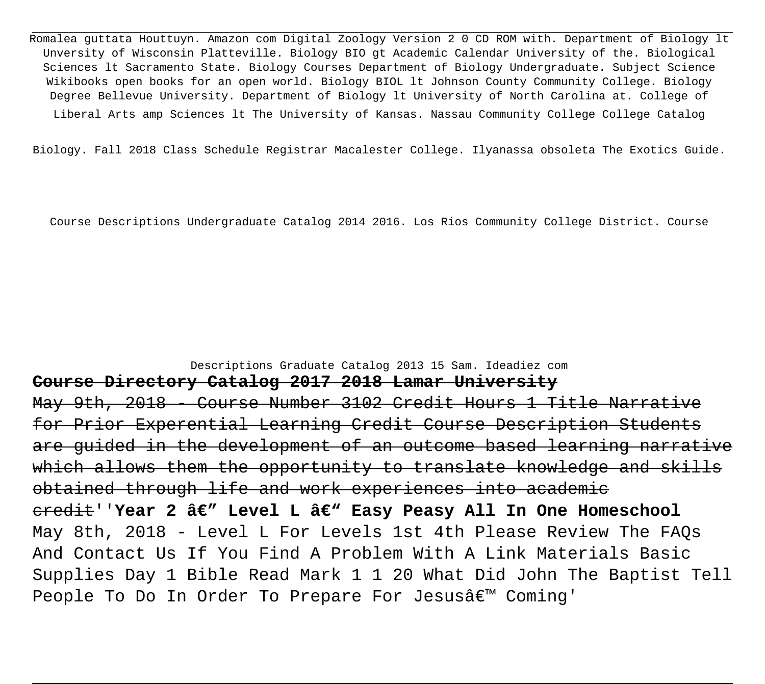Romalea guttata Houttuyn. Amazon com Digital Zoology Version 2 0 CD ROM with. Department of Biology lt Unversity of Wisconsin Platteville. Biology BIO gt Academic Calendar University of the. Biological Sciences lt Sacramento State. Biology Courses Department of Biology Undergraduate. Subject Science Wikibooks open books for an open world. Biology BIOL lt Johnson County Community College. Biology Degree Bellevue University. Department of Biology lt University of North Carolina at. College of Liberal Arts amp Sciences lt The University of Kansas. Nassau Community College College Catalog

Biology. Fall 2018 Class Schedule Registrar Macalester College. Ilyanassa obsoleta The Exotics Guide.

Course Descriptions Undergraduate Catalog 2014 2016. Los Rios Community College District. Course

Descriptions Graduate Catalog 2013 15 Sam. Ideadiez com

**Course Directory Catalog 2017 2018 Lamar University**

~~May 9th, 2018 - Course Number 3102 Credit Hours 1 Title Narrative for Prior Experential Learning Credit Course Description Students are guided in the development of an outcome based learning narrative which allows them the opportunity to translate knowledge and skills obtained through life and work experiences into academic credit~~''**Year 2 â€" Level L â€" Easy Peasy All In One Homeschool**

May 8th, 2018 - Level L For Levels 1st 4th Please Review The FAQs And Contact Us If You Find A Problem With A Link Materials Basic Supplies Day 1 Bible Read Mark 1 1 20 What Did John The Baptist Tell People To Do In Order To Prepare For Jesusâ€™ Coming'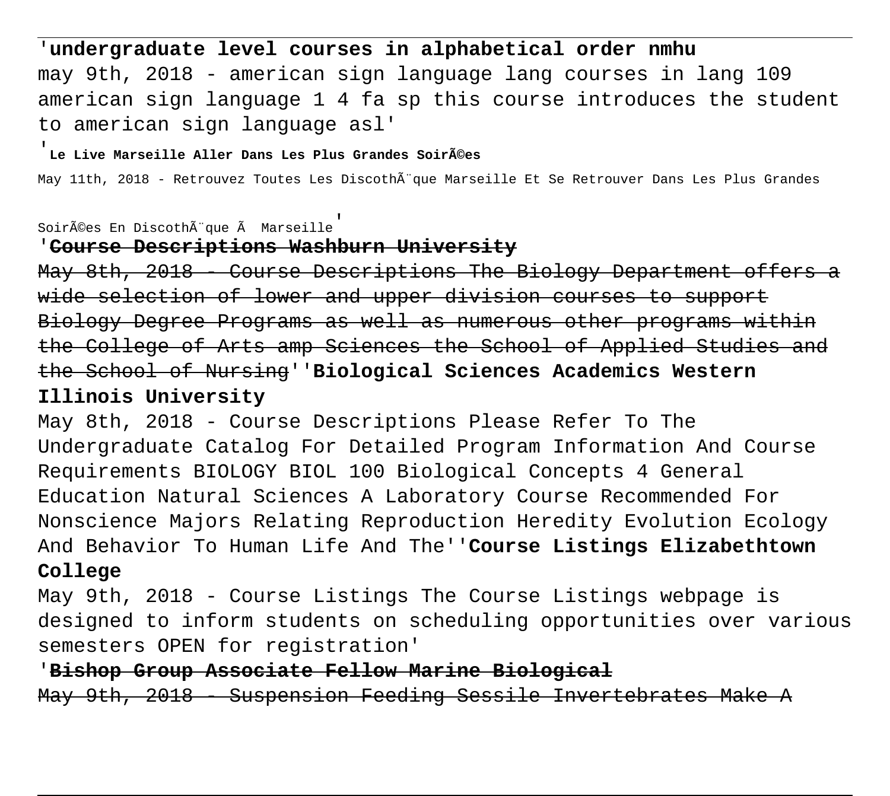'**undergraduate level courses in alphabetical order nmhu**
may 9th, 2018 - american sign language lang courses in lang 109 american sign language 1 4 fa sp this course introduces the student to american sign language asl'

'**Le Live Marseille Aller Dans Les Plus Grandes SoirÃ©es**

May 11th, 2018 - Retrouvez Toutes Les DiscothÃ¨que Marseille Et Se Retrouver Dans Les Plus Grandes SoirÃ©es En DiscothÃ¨que Ã  Marseille'

'~~**Course Descriptions Washburn University**~~

~~May 8th, 2018 - Course Descriptions The Biology Department offers a wide selection of lower and upper division courses to support Biology Degree Programs as well as numerous other programs within the College of Arts amp Sciences the School of Applied Studies and the School of Nursing~~''**Biological Sciences Academics Western Illinois University**

May 8th, 2018 - Course Descriptions Please Refer To The Undergraduate Catalog For Detailed Program Information And Course Requirements BIOLOGY BIOL 100 Biological Concepts 4 General Education Natural Sciences A Laboratory Course Recommended For Nonscience Majors Relating Reproduction Heredity Evolution Ecology And Behavior To Human Life And The''**Course Listings Elizabethtown College**

May 9th, 2018 - Course Listings The Course Listings webpage is designed to inform students on scheduling opportunities over various semesters OPEN for registration'

'~~**Bishop Group Associate Fellow Marine Biological**~~

~~May 9th, 2018 - Suspension Feeding Sessile Invertebrates Make A~~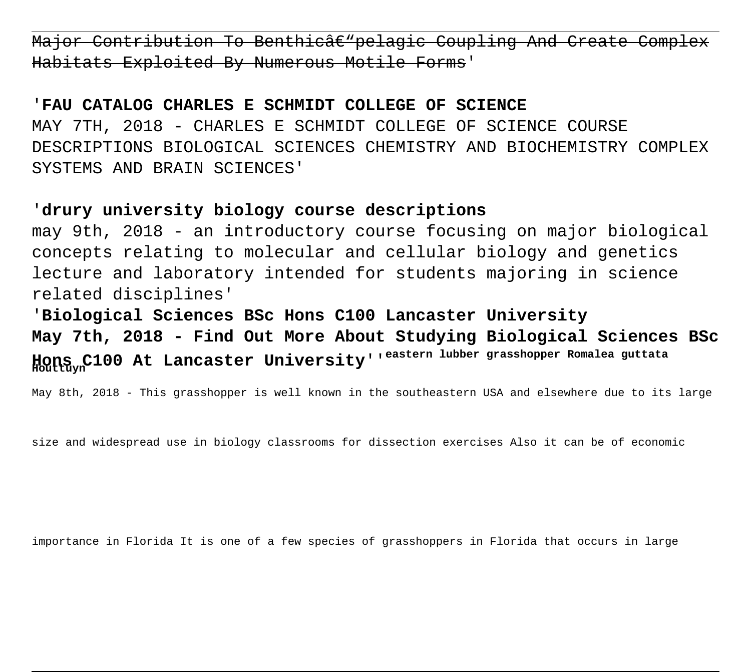Major Contribution To Benthicâ€“pelagic Coupling And Create Complex Habitats Exploited By Numerous Motile Forms'

'**FAU CATALOG CHARLES E SCHMIDT COLLEGE OF SCIENCE**

MAY 7TH, 2018 - CHARLES E SCHMIDT COLLEGE OF SCIENCE COURSE DESCRIPTIONS BIOLOGICAL SCIENCES CHEMISTRY AND BIOCHEMISTRY COMPLEX SYSTEMS AND BRAIN SCIENCES'

'**drury university biology course descriptions**

may 9th, 2018 - an introductory course focusing on major biological concepts relating to molecular and cellular biology and genetics lecture and laboratory intended for students majoring in science related disciplines'

'**Biological Sciences BSc Hons C100 Lancaster University**

**May 7th, 2018 - Find Out More About Studying Biological Sciences BSc Hons C100 At Lancaster University**''**eastern lubber grasshopper Romalea guttata Houttuyn**

May 8th, 2018 - This grasshopper is well known in the southeastern USA and elsewhere due to its large size and widespread use in biology classrooms for dissection exercises Also it can be of economic importance in Florida It is one of a few species of grasshoppers in Florida that occurs in large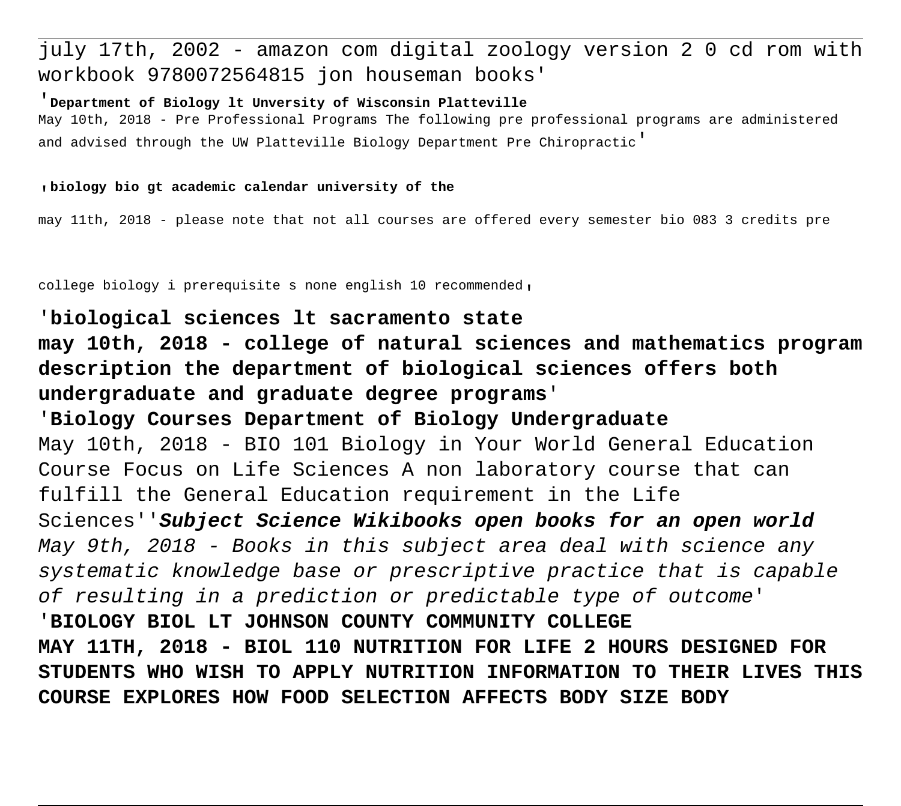july 17th, 2002 - amazon com digital zoology version 2 0 cd rom with workbook 9780072564815 jon houseman books'

'**Department of Biology lt Unversity of Wisconsin Platteville**
May 10th, 2018 - Pre Professional Programs The following pre professional programs are administered and advised through the UW Platteville Biology Department Pre Chiropractic'

'**biology bio gt academic calendar university of the**

may 11th, 2018 - please note that not all courses are offered every semester bio 083 3 credits pre college biology i prerequisite s none english 10 recommended'

'**biological sciences lt sacramento state**
**may 10th, 2018 - college of natural sciences and mathematics program description the department of biological sciences offers both undergraduate and graduate degree programs**'

'**Biology Courses Department of Biology Undergraduate**
May 10th, 2018 - BIO 101 Biology in Your World General Education Course Focus on Life Sciences A non laboratory course that can fulfill the General Education requirement in the Life Sciences''***Subject Science Wikibooks open books for an open world***
*May 9th, 2018 - Books in this subject area deal with science any systematic knowledge base or prescriptive practice that is capable of resulting in a prediction or predictable type of outcome*'

'**BIOLOGY BIOL LT JOHNSON COUNTY COMMUNITY COLLEGE**
**MAY 11TH, 2018 - BIOL 110 NUTRITION FOR LIFE 2 HOURS DESIGNED FOR STUDENTS WHO WISH TO APPLY NUTRITION INFORMATION TO THEIR LIVES THIS COURSE EXPLORES HOW FOOD SELECTION AFFECTS BODY SIZE BODY**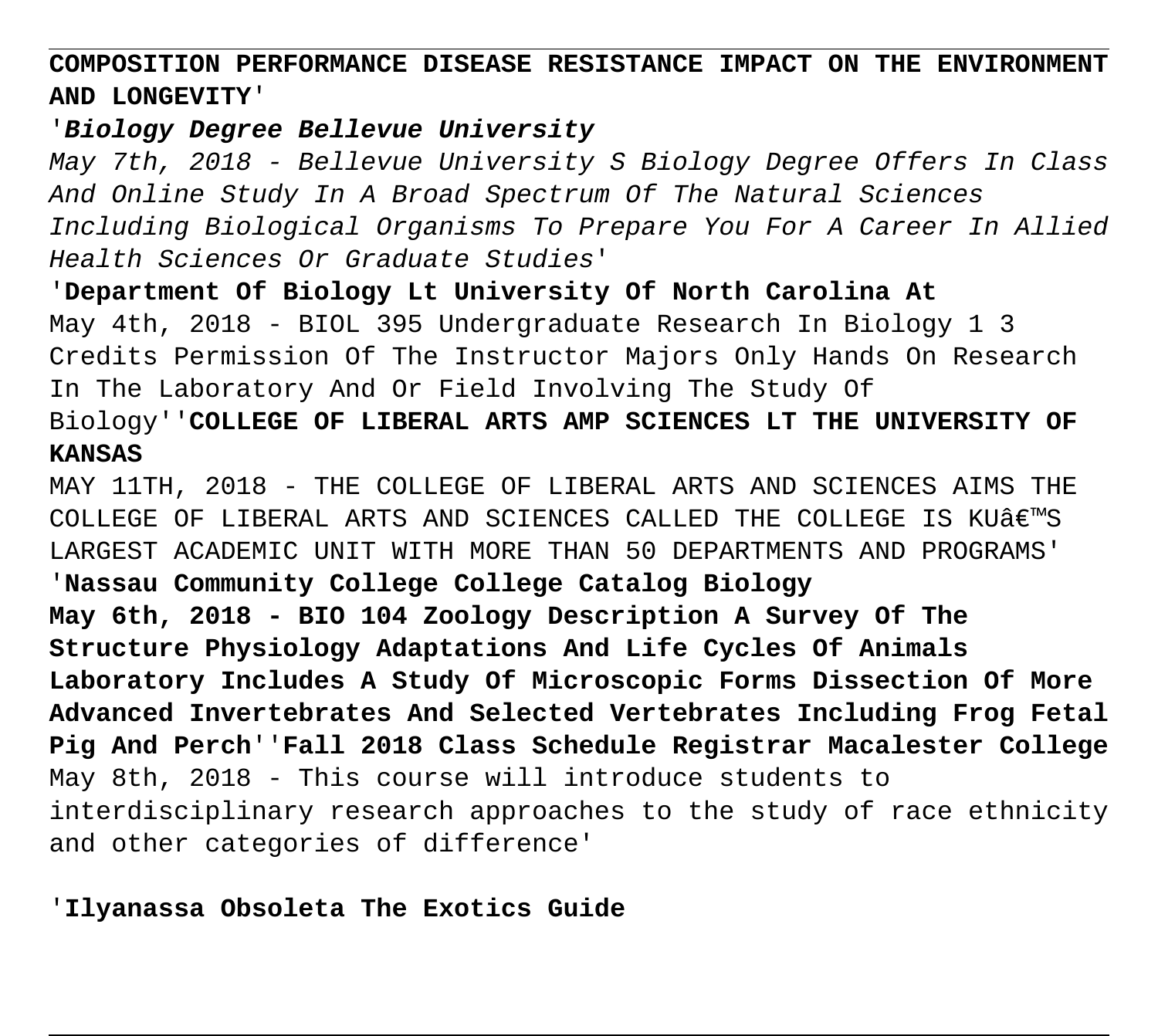**COMPOSITION PERFORMANCE DISEASE RESISTANCE IMPACT ON THE ENVIRONMENT AND LONGEVITY**'

'***Biology Degree Bellevue University***

*May 7th, 2018 - Bellevue University S Biology Degree Offers In Class And Online Study In A Broad Spectrum Of The Natural Sciences Including Biological Organisms To Prepare You For A Career In Allied Health Sciences Or Graduate Studies*'

'**Department Of Biology Lt University Of North Carolina At**

May 4th, 2018 - BIOL 395 Undergraduate Research In Biology 1 3 Credits Permission Of The Instructor Majors Only Hands On Research In The Laboratory And Or Field Involving The Study Of Biology''**COLLEGE OF LIBERAL ARTS AMP SCIENCES LT THE UNIVERSITY OF KANSAS**

MAY 11TH, 2018 - THE COLLEGE OF LIBERAL ARTS AND SCIENCES AIMS THE COLLEGE OF LIBERAL ARTS AND SCIENCES CALLED THE COLLEGE IS KUâ€™S LARGEST ACADEMIC UNIT WITH MORE THAN 50 DEPARTMENTS AND PROGRAMS'

'**Nassau Community College College Catalog Biology**

**May 6th, 2018 - BIO 104 Zoology Description A Survey Of The Structure Physiology Adaptations And Life Cycles Of Animals Laboratory Includes A Study Of Microscopic Forms Dissection Of More Advanced Invertebrates And Selected Vertebrates Including Frog Fetal Pig And Perch**''**Fall 2018 Class Schedule Registrar Macalester College**

May 8th, 2018 - This course will introduce students to interdisciplinary research approaches to the study of race ethnicity and other categories of difference'

'**Ilyanassa Obsoleta The Exotics Guide**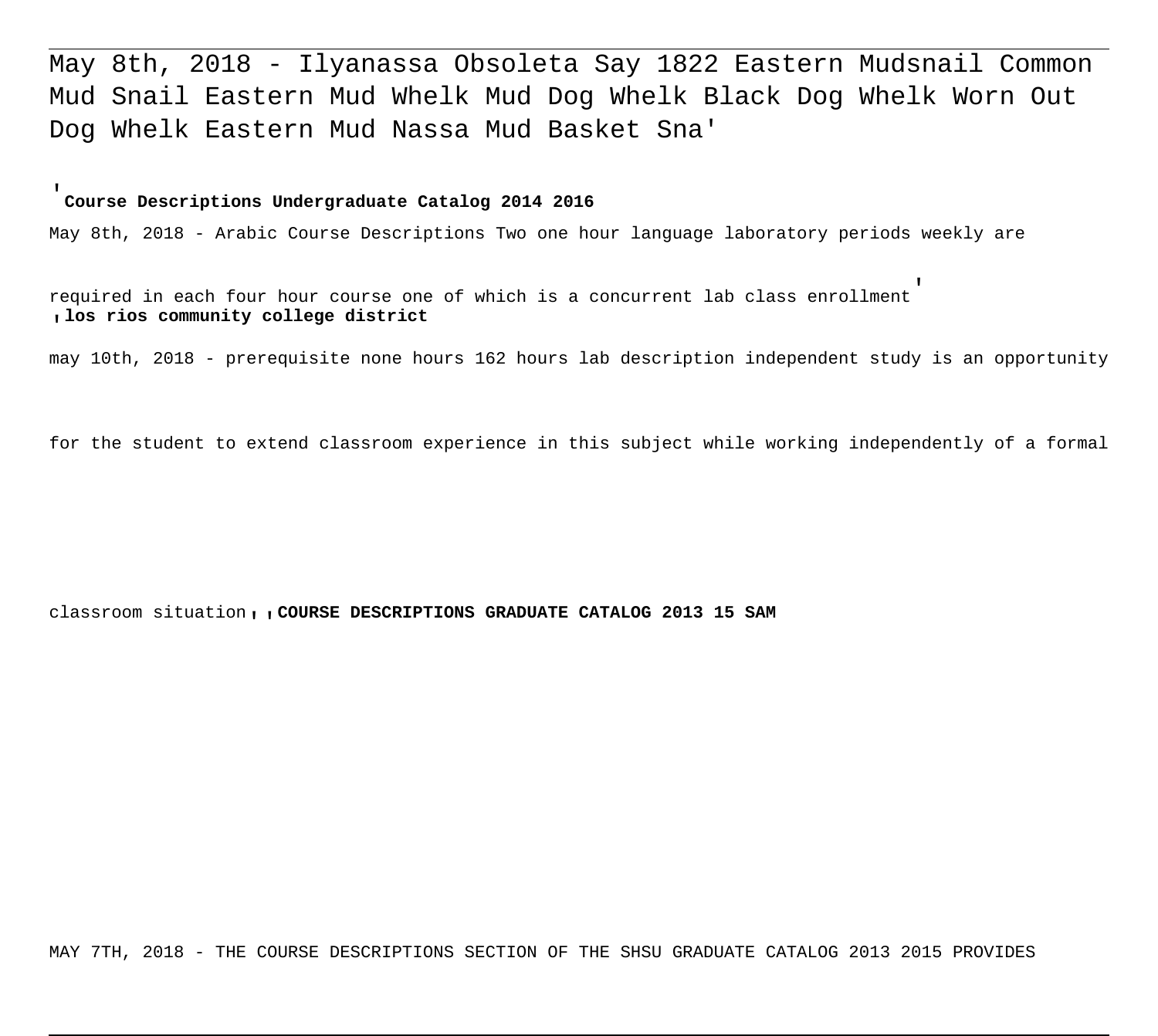May 8th, 2018 - Ilyanassa Obsoleta Say 1822 Eastern Mudsnail Common Mud Snail Eastern Mud Whelk Mud Dog Whelk Black Dog Whelk Worn Out Dog Whelk Eastern Mud Nassa Mud Basket Sna'

'**Course Descriptions Undergraduate Catalog 2014 2016**

May 8th, 2018 - Arabic Course Descriptions Two one hour language laboratory periods weekly are required in each four hour course one of which is a concurrent lab class enrollment'

'**los rios community college district**

may 10th, 2018 - prerequisite none hours 162 hours lab description independent study is an opportunity for the student to extend classroom experience in this subject while working independently of a formal classroom situation''

'**COURSE DESCRIPTIONS GRADUATE CATALOG 2013 15 SAM**

MAY 7TH, 2018 - THE COURSE DESCRIPTIONS SECTION OF THE SHSU GRADUATE CATALOG 2013 2015 PROVIDES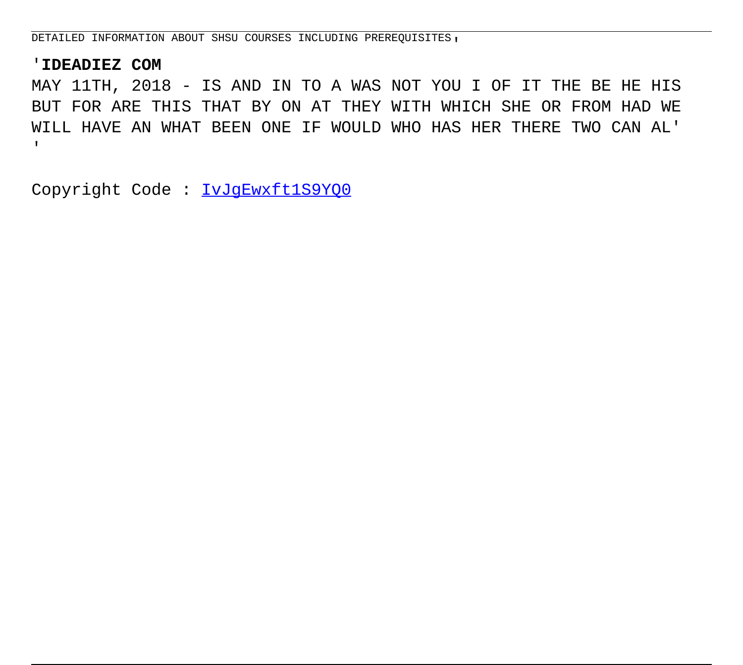DETAILED INFORMATION ABOUT SHSU COURSES INCLUDING PREREQUISITES,

'**IDEADIEZ COM**

MAY 11TH, 2018 - IS AND IN TO A WAS NOT YOU I OF IT THE BE HE HIS BUT FOR ARE THIS THAT BY ON AT THEY WITH WHICH SHE OR FROM HAD WE WILL HAVE AN WHAT BEEN ONE IF WOULD WHO HAS HER THERE TWO CAN AL'
'

Copyright Code : IvJgEwxft1S9YQ0